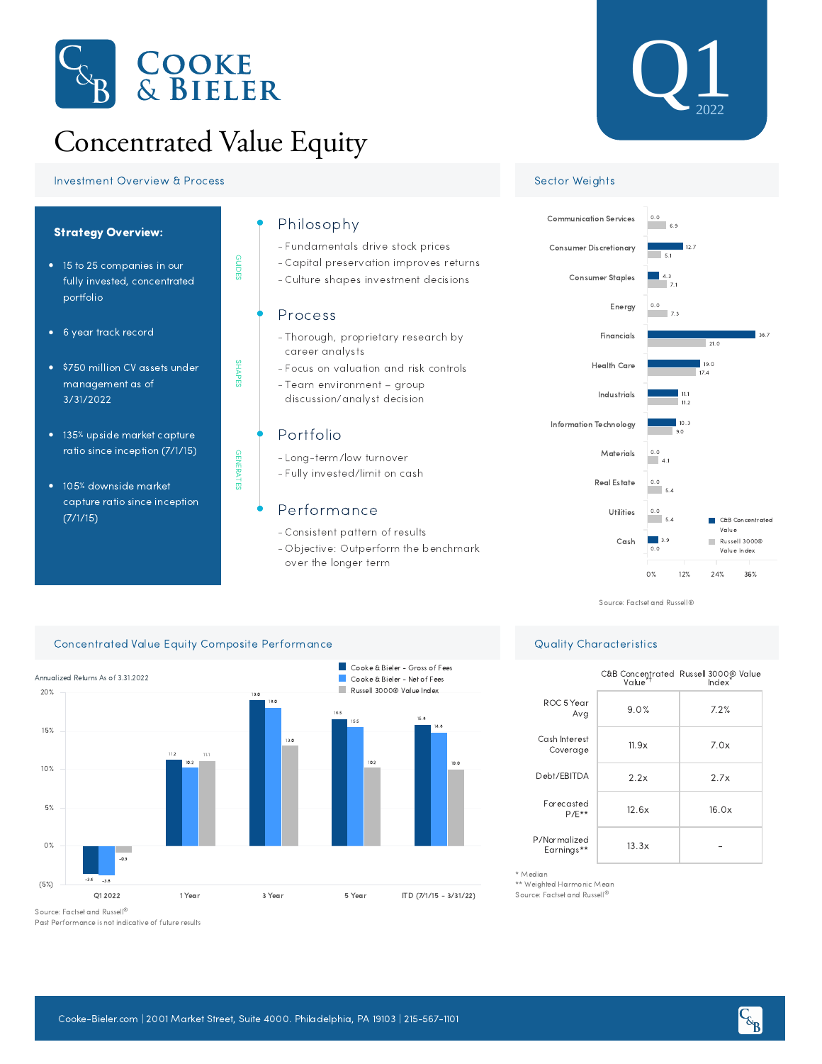# Cooke & Bieler

Q1 2022

# Concentrated Value Equity

## Investment Overview & Process

**Strategy Overview:**

- 15 to 25 companies in our fully invested, concentrated portfolio
- 6 year track record
- $750 million CV assets under management as of 3/31/2022
- 135% upside market capture ratio since inception (7/1/15)
- 105% downside market capture ratio since inception (7/1/15)

GUIDES

### Philosophy

- Fundamentals drive stock prices
- Capital preservation improves returns
- Culture shapes investment decisions

SHAPES

### Process

- Thorough, proprietary research by career analysts
- Focus on valuation and risk controls
- Team environment – group discussion/analyst decision

GENERATES

### Portfolio

- Long-term/low turnover
- Fully invested/limit on cash

### Performance

- Consistent pattern of results
- Objective: Outperform the benchmark over the longer term

## Sector Weights

Communication Services 0.0 6.9
Consumer Discretionary 12.7 5.1
Consumer Staples 4.3 7.1
Energy 0.0 7.3
Financials 36.7 21.0
Health Care 19.0 17.4
Industrials 11.1 11.2
Information Technology 10.3 9.0
Materials 0.0 4.1
Real Estate 0.0 5.4
Utilities 0.0 5.4
Cash 3.9 0.0

0% 12% 24% 36%

C&B Concentrated Value
Russell 3000® Value Index

Source: Factset and Russell®

## Concentrated Value Equity Composite Performance

Annualized Returns As of 3.31.2022

Cooke & Bieler - Gross of Fees
Cooke & Bieler - Net of Fees
Russell 3000® Value Index

20% 15% 10% 5% 0% (5%)

Q1 2022: -3.6 -3.8 -0.3
1 Year: 11.2 10.2 11.1
3 Year: 19.0 18.0 13.0
5 Year: 16.5 15.5 10.2
ITD (7/1/15 - 3/31/22): 15.8 14.8 10.0

Source: Factset and Russell®
Past Performance is not indicative of future results

## Quality Characteristics

| | C&B Concentrated Value* | Russell 3000® Value Index* |
|---|---|---|
| ROC 5 Year Avg | 9.0% | 7.2% |
| Cash Interest Coverage | 11.9x | 7.0x |
| Debt/EBITDA | 2.2x | 2.7x |
| Forecasted P/E** | 12.6x | 16.0x |
| P/Normalized Earnings** | 13.3x | – |

\* Median
** Weighted Harmonic Mean
Source: Factset and Russell®

Cooke-Bieler.com | 2001 Market Street, Suite 4000. Philadelphia, PA 19103 | 215-567-1101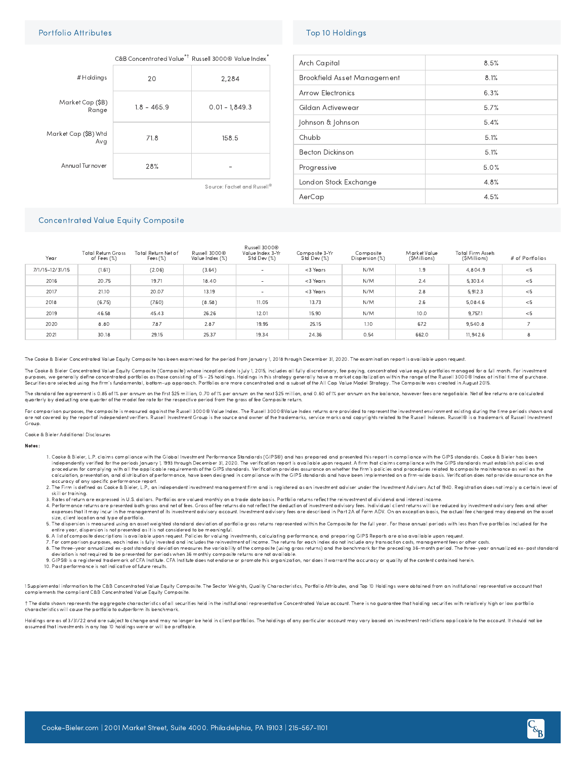## Portfolio Attributes

| | C&B Concentrated Value*† | Russell 3000® Value Index* |
|---|---|---|
| # Holdings | 20 | 2,284 |
| Market Cap ($B) Range | 1.8 – 465.9 | 0.01 – 1,849.3 |
| Market Cap ($B) Wtd Avg | 71.8 | 158.5 |
| Annual Turnover | 28% | – |

Source: Factset and Russell®

## Top 10 Holdings

| | |
|---|---|
| Arch Capital | 8.5% |
| Brookfield Asset Management | 8.1% |
| Arrow Electronics | 6.3% |
| Gildan Activewear | 5.7% |
| Johnson & Johnson | 5.4% |
| Chubb | 5.1% |
| Becton Dickinson | 5.1% |
| Progressive | 5.0% |
London Stock Exchange | 4.8% |
| AerCap | 4.5% |

## Concentrated Value Equity Composite

| Year | Total Return Gross of Fees (%) | Total Return Net of Fees (%) | Russell 3000® Value Index (%) | Russell 3000® Value Index 3-Yr Std Dev (%) | Composite 3-Yr Std Dev (%) | Composite Dispersion (%) | Market Value ($Millions) | Total Firm Assets ($Millions) | # of Portfolios |
|---|---|---|---|---|---|---|---|---|---|
| 7/1/15-12/31/15 | (1.61) | (2.06) | (3.64) | - | <3 Years | N/M | 1.9 | 4,804.9 | <5 |
| 2016 | 20.75 | 19.71 | 18.40 | - | <3 Years | N/M | 2.4 | 5,303.4 | <5 |
| 2017 | 21.10 | 20.07 | 13.19 | - | <3 Years | N/M | 2.8 | 5,912.3 | <5 |
| 2018 | (6.75) | (7.60) | (8.58) | 11.05 | 13.73 | N/M | 2.6 | 5,084.6 | <5 |
| 2019 | 46.58 | 45.43 | 26.26 | 12.01 | 15.90 | N/M | 10.0 | 9,757.1 | <5 |
| 2020 | 8.80 | 7.87 | 2.87 | 19.95 | 25.15 | 1.10 | 67.2 | 9,540.8 | 7 |
| 2021 | 30.18 | 29.15 | 25.37 | 19.34 | 24.36 | 0.54 | 662.0 | 11,942.6 | 8 |

The Cooke & Bieler Concentrated Value Equity Composite has been examined for the period from January 1, 2018 through December 31, 2020. The examination report is available upon request.

The Cooke & Bieler Concentrated Value Equity Composite (Composite) whose inception date is July 1, 2015, includes all fully discretionary, fee paying, concentrated value equity portfolios managed for a full month. For investment purposes, we generally define concentrated portfolios as those consisting of 15 – 25 holdings. Holdings in this strategy generally have a market capitalization within the range of the Russell 3000® Index at initial time of purchase. Securities are selected using the firm's fundamental, bottom-up approach. Portfolios are more concentrated and a subset of the All Cap Value Model Strategy. The Composite was created in August 2015.

The standard fee agreement is 0.85 of 1% per annum on the first $25 million, 0.70 of 1% per annum on the next $25 million, and 0.60 of 1% per annum on the balance, however fees are negotiable. Net of fee returns are calculated quarterly by deducting one quarter of the model fee rate for the respective period from the gross of fee Composite return.

For comparison purposes, the composite is measured against the Russell 3000® Value Index. The Russell 3000®Value Index returns are provided to represent the investment environment existing during the time periods shown and are not covered by the report of independent verifiers. Russell Investment Group is the source and owner of the trademarks, service marks and copyrights related to the Russell Indexes. Russell® is a trademark of Russell Investment Group.

Cooke & Bieler Additional Disclosures

**Notes:**

1. Cooke & Bieler, L.P. claims compliance with the Global Investment Performance Standards (GIPS®) and has prepared and presented this report in compliance with the GIPS standards. Cooke & Bieler has been independently verified for the periods January 1, 1993 through December 31, 2020. The verification report is available upon request. A firm that claims compliance with the GIPS standards must establish policies and procedures for complying with all the applicable requirements of the GIPS standards. Verification provides assurance on whether the firm's policies and procedures related to composite maintenance as well as the calculation, presentation, and distribution of performance, have been designed in compliance with the GIPS standards and have been implemented on a firm-wide basis. Verification does not provide assurance on the accuracy of any specific performance report.
2. The Firm is defined as Cooke & Bieler, L.P., an independent investment management firm and is registered as an investment adviser under the Investment Advisers Act of 1940. Registration does not imply a certain level of skill or training.
3. Rates of return are expressed in U.S. dollars. Portfolios are valued monthly on a trade date basis. Portfolio returns reflect the reinvestment of dividend and interest income.
4. Performance returns are presented both gross and net of fees. Gross of fee returns do not reflect the deduction of investment advisory fees. Individual client returns will be reduced by investment advisory fees and other expenses that it may incur in the management of its investment advisory account. Investment advisory fees are described in Part 2A of Form ADV. On an exception basis, the actual fee charged may depend on the asset size, client location and type of portfolio.
5. The dispersion is measured using an asset weighted standard deviation of portfolio gross returns represented within the Composite for the full year. For those annual periods with less than five portfolios included for the entire year, dispersion is not presented as it is not considered to be meaningful.
6. A list of composite descriptions is available upon request. Policies for valuing investments, calculating performance, and preparing GIPS Reports are also available upon request.
7. For comparison purposes, each index is fully invested and includes the reinvestment of income. The returns for each index do not include any transaction costs, management fees or other costs.
8. The three-year annualized ex-post standard deviation measures the variability of the composite (using gross returns) and the benchmark for the preceding 36-month period. The three-year annualized ex-post standard deviation is not required to be presented for periods when 36 monthly composite returns are not available.
9. GIPS® is a registered trademark of CFA Institute. CFA Institute does not endorse or promote this organization, nor does it warrant the accuracy or quality of the content contained herein.
10. Past performance is not indicative of future results.

1 Supplemental information to the C&B Concentrated Value Equity Composite. The Sector Weights, Quality Characteristics, Portfolio Attributes, and Top 10 Holdings were obtained from an institutional representative account that complements the compliant C&B Concentrated Value Equity Composite.

† The data shown represents the aggregate characteristics of all securities held in the institutional representative Concentrated Value account. There is no guarantee that holding securities with relatively high or low portfolio characteristics will cause the portfolio to outperform its benchmark.

Holdings are as of 3/31/22 and are subject to change and may no longer be held in client portfolios. The holdings of any particular account may vary based on investment restrictions applicable to the account. It should not be assumed that investments in any top 10 holdings were or will be profitable.

Cooke-Bieler.com | 2001 Market Street, Suite 4000. Philadelphia, PA 19103 | 215-567-1101